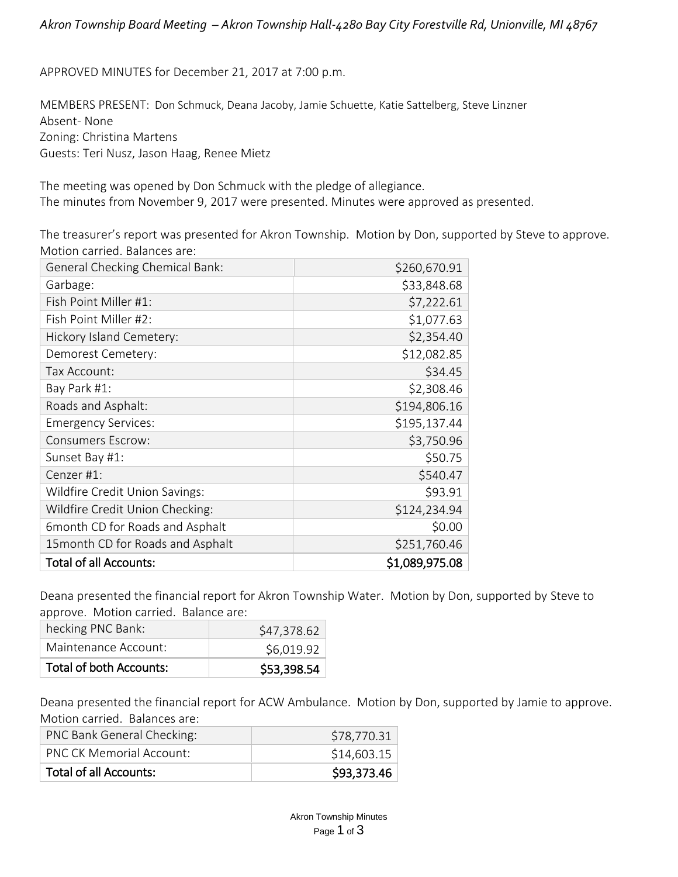*Akron Township Board Meeting – Akron Township Hall-4280 Bay City Forestville Rd, Unionville, MI 48767*

APPROVED MINUTES for December 21, 2017 at 7:00 p.m.

MEMBERS PRESENT: Don Schmuck, Deana Jacoby, Jamie Schuette, Katie Sattelberg, Steve Linzner
Absent- None
Zoning: Christina Martens
Guests: Teri Nusz, Jason Haag, Renee Mietz

The meeting was opened by Don Schmuck with the pledge of allegiance.
The minutes from November 9, 2017 were presented. Minutes were approved as presented.

The treasurer's report was presented for Akron Township. Motion by Don, supported by Steve to approve. Motion carried. Balances are:

| | |
|---|---:|
| General Checking Chemical Bank: | $260,670.91 |
| Garbage: | $33,848.68 |
| Fish Point Miller #1: | $7,222.61 |
| Fish Point Miller #2: | $1,077.63 |
| Hickory Island Cemetery: | $2,354.40 |
| Demorest Cemetery: | $12,082.85 |
| Tax Account: | $34.45 |
| Bay Park #1: | $2,308.46 |
| Roads and Asphalt: | $194,806.16 |
| Emergency Services: | $195,137.44 |
| Consumers Escrow: | $3,750.96 |
| Sunset Bay #1: | $50.75 |
| Cenzer #1: | $540.47 |
| Wildfire Credit Union Savings: | $93.91 |
| Wildfire Credit Union Checking: | $124,234.94 |
| 6month CD for Roads and Asphalt | $0.00 |
| 15month CD for Roads and Asphalt | $251,760.46 |
| **Total of all Accounts:** | **$1,089,975.08** |

Deana presented the financial report for Akron Township Water. Motion by Don, supported by Steve to approve. Motion carried. Balance are:

| | |
|---|---:|
| hecking PNC Bank: | $47,378.62 |
| Maintenance Account: | $6,019.92 |
| **Total of both Accounts:** | **$53,398.54** |

Deana presented the financial report for ACW Ambulance. Motion by Don, supported by Jamie to approve. Motion carried. Balances are:

| | |
|---|---:|
| PNC Bank General Checking: | $78,770.31 |
| PNC CK Memorial Account: | $14,603.15 |
| **Total of all Accounts:** | **$93,373.46** |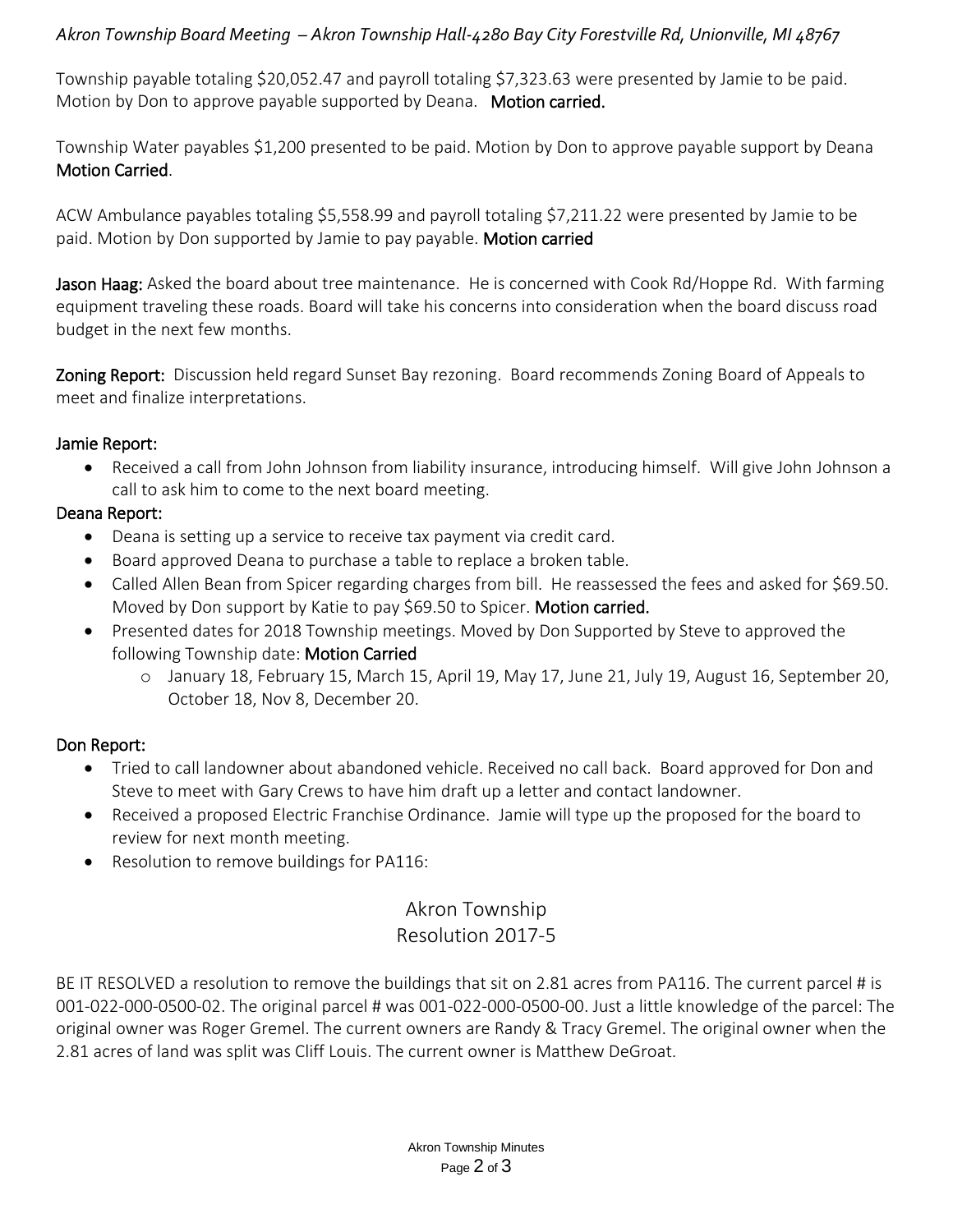Township payable totaling $20,052.47 and payroll totaling $7,323.63 were presented by Jamie to be paid. Motion by Don to approve payable supported by Deana. **Motion carried.**

Township Water payables $1,200 presented to be paid. Motion by Don to approve payable support by Deana **Motion Carried**.

ACW Ambulance payables totaling $5,558.99 and payroll totaling $7,211.22 were presented by Jamie to be paid. Motion by Don supported by Jamie to pay payable. **Motion carried**

**Jason Haag:** Asked the board about tree maintenance. He is concerned with Cook Rd/Hoppe Rd. With farming equipment traveling these roads. Board will take his concerns into consideration when the board discuss road budget in the next few months.

**Zoning Report:** Discussion held regard Sunset Bay rezoning. Board recommends Zoning Board of Appeals to meet and finalize interpretations.

**Jamie Report:**

- Received a call from John Johnson from liability insurance, introducing himself. Will give John Johnson a call to ask him to come to the next board meeting.

**Deana Report:**

- Deana is setting up a service to receive tax payment via credit card.
- Board approved Deana to purchase a table to replace a broken table.
- Called Allen Bean from Spicer regarding charges from bill. He reassessed the fees and asked for $69.50. Moved by Don support by Katie to pay $69.50 to Spicer. **Motion carried.**
- Presented dates for 2018 Township meetings. Moved by Don Supported by Steve to approved the following Township date: **Motion Carried**
  - January 18, February 15, March 15, April 19, May 17, June 21, July 19, August 16, September 20, October 18, Nov 8, December 20.

**Don Report:**

- Tried to call landowner about abandoned vehicle. Received no call back. Board approved for Don and Steve to meet with Gary Crews to have him draft up a letter and contact landowner.
- Received a proposed Electric Franchise Ordinance. Jamie will type up the proposed for the board to review for next month meeting.
- Resolution to remove buildings for PA116:

## Akron Township
## Resolution 2017-5

BE IT RESOLVED a resolution to remove the buildings that sit on 2.81 acres from PA116. The current parcel # is 001-022-000-0500-02. The original parcel # was 001-022-000-0500-00. Just a little knowledge of the parcel: The original owner was Roger Gremel. The current owners are Randy & Tracy Gremel. The original owner when the 2.81 acres of land was split was Cliff Louis. The current owner is Matthew DeGroat.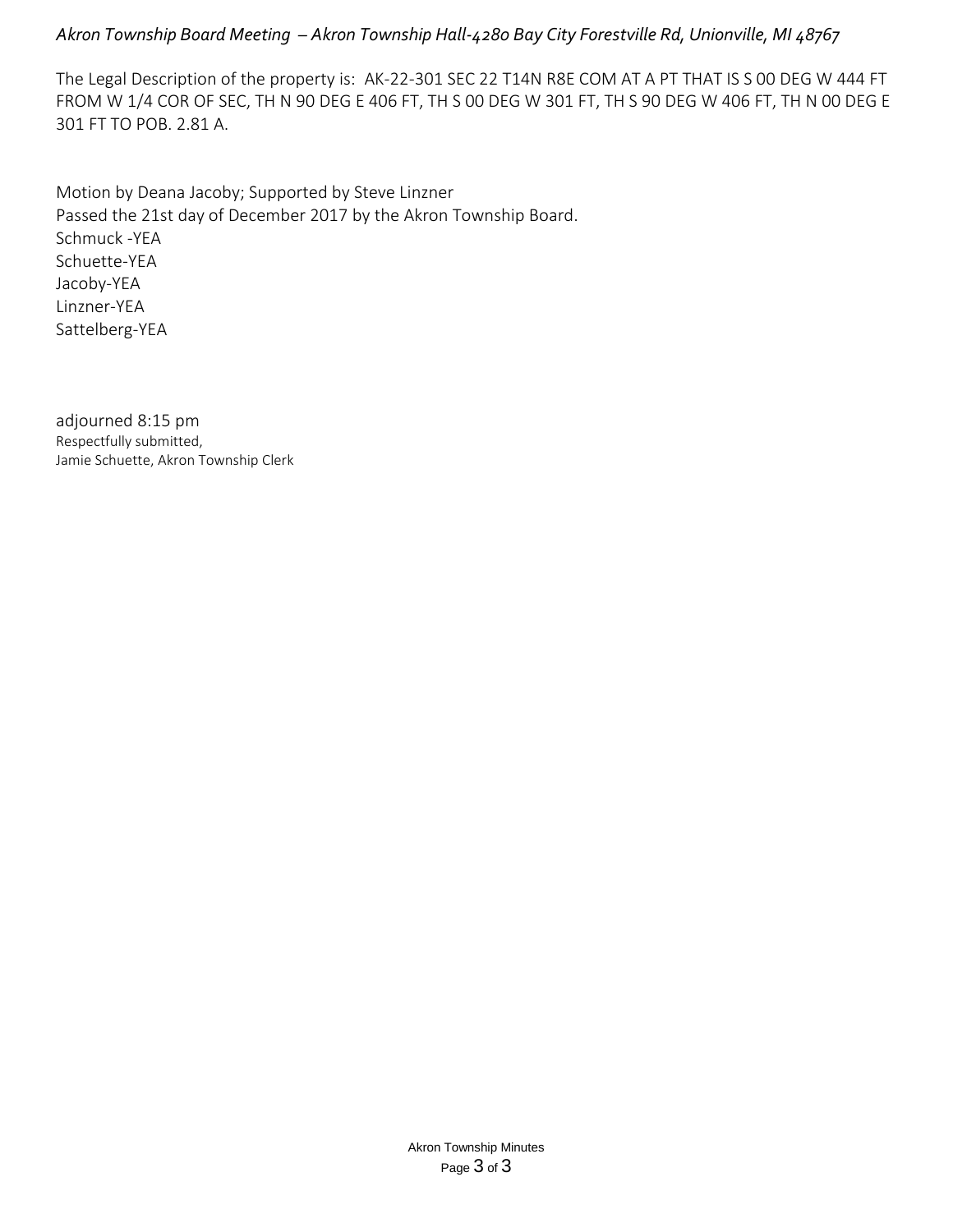The Legal Description of the property is: AK-22-301 SEC 22 T14N R8E COM AT A PT THAT IS S 00 DEG W 444 FT FROM W 1/4 COR OF SEC, TH N 90 DEG E 406 FT, TH S 00 DEG W 301 FT, TH S 90 DEG W 406 FT, TH N 00 DEG E 301 FT TO POB. 2.81 A.

Motion by Deana Jacoby; Supported by Steve Linzner
Passed the 21st day of December 2017 by the Akron Township Board.
Schmuck -YEA
Schuette-YEA
Jacoby-YEA
Linzner-YEA
Sattelberg-YEA

adjourned 8:15 pm
Respectfully submitted,
Jamie Schuette, Akron Township Clerk